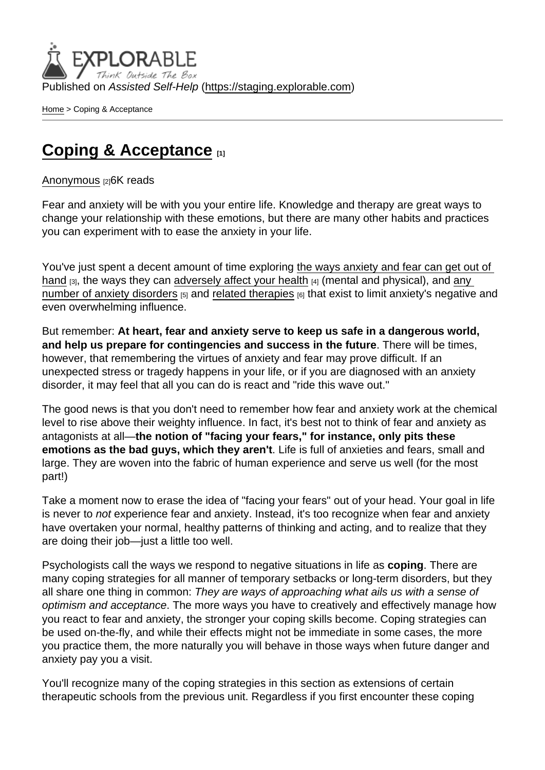Published on *Assisted Self-Help* (https://staging.explorable.com)

Home > Coping & Acceptance

# Coping & Acceptance [1]

Anonymous [2]6K reads

Fear and anxiety will be with you your entire life. Knowledge and therapy are great ways to change your relationship with these emotions, but there are many other habits and practices you can experiment with to ease the anxiety in your life.

You've just spent a decent amount of time exploring the ways anxiety and fear can get out of hand [3], the ways they can adversely affect your health [4] (mental and physical), and any number of anxiety disorders [5] and related therapies [6] that exist to limit anxiety's negative and even overwhelming influence.

But remember: **At heart, fear and anxiety serve to keep us safe in a dangerous world, and help us prepare for contingencies and success in the future**. There will be times, however, that remembering the virtues of anxiety and fear may prove difficult. If an unexpected stress or tragedy happens in your life, or if you are diagnosed with an anxiety disorder, it may feel that all you can do is react and "ride this wave out."

The good news is that you don't need to remember how fear and anxiety work at the chemical level to rise above their weighty influence. In fact, it's best not to think of fear and anxiety as antagonists at all—**the notion of "facing your fears," for instance, only pits these emotions as the bad guys, which they aren't**. Life is full of anxieties and fears, small and large. They are woven into the fabric of human experience and serve us well (for the most part!)

Take a moment now to erase the idea of "facing your fears" out of your head. Your goal in life is never to *not* experience fear and anxiety. Instead, it's too recognize when fear and anxiety have overtaken your normal, healthy patterns of thinking and acting, and to realize that they are doing their job—just a little too well.

Psychologists call the ways we respond to negative situations in life as **coping**. There are many coping strategies for all manner of temporary setbacks or long-term disorders, but they all share one thing in common: *They are ways of approaching what ails us with a sense of optimism and acceptance*. The more ways you have to creatively and effectively manage how you react to fear and anxiety, the stronger your coping skills become. Coping strategies can be used on-the-fly, and while their effects might not be immediate in some cases, the more you practice them, the more naturally you will behave in those ways when future danger and anxiety pay you a visit.

You'll recognize many of the coping strategies in this section as extensions of certain therapeutic schools from the previous unit. Regardless if you first encounter these coping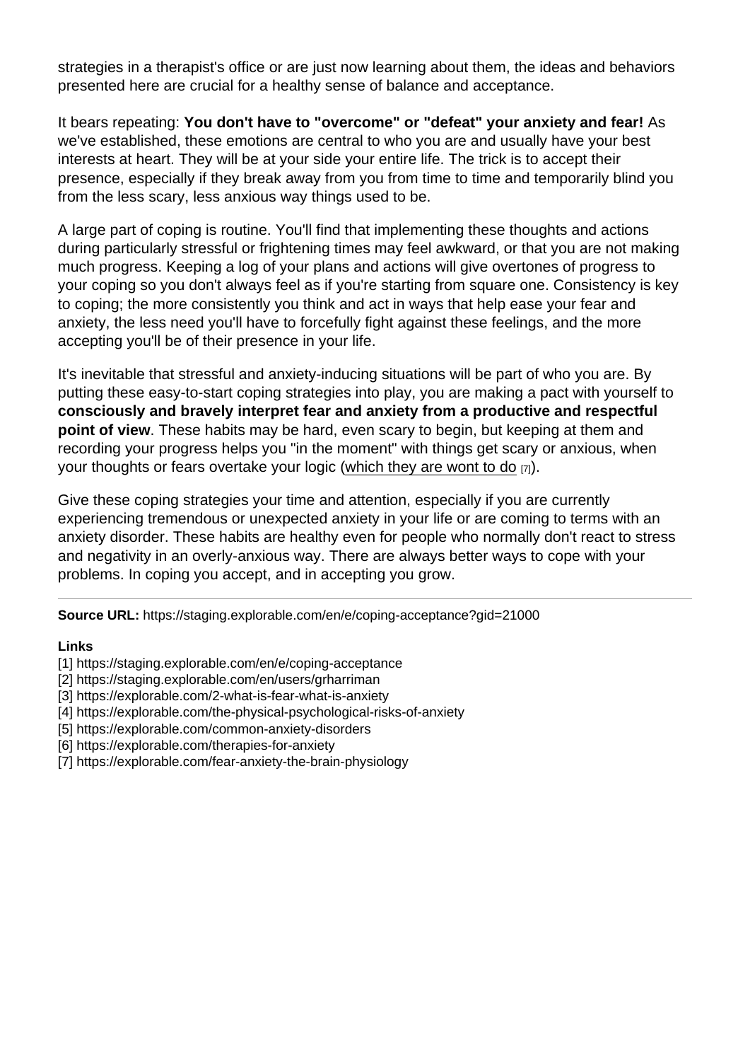strategies in a therapist's office or are just now learning about them, the ideas and behaviors presented here are crucial for a healthy sense of balance and acceptance.

It bears repeating: **You don't have to "overcome" or "defeat" your anxiety and fear!** As we've established, these emotions are central to who you are and usually have your best interests at heart. They will be at your side your entire life. The trick is to accept their presence, especially if they break away from you from time to time and temporarily blind you from the less scary, less anxious way things used to be.

A large part of coping is routine. You'll find that implementing these thoughts and actions during particularly stressful or frightening times may feel awkward, or that you are not making much progress. Keeping a log of your plans and actions will give overtones of progress to your coping so you don't always feel as if you're starting from square one. Consistency is key to coping; the more consistently you think and act in ways that help ease your fear and anxiety, the less need you'll have to forcefully fight against these feelings, and the more accepting you'll be of their presence in your life.

It's inevitable that stressful and anxiety-inducing situations will be part of who you are. By putting these easy-to-start coping strategies into play, you are making a pact with yourself to **consciously and bravely interpret fear and anxiety from a productive and respectful point of view**. These habits may be hard, even scary to begin, but keeping at them and recording your progress helps you "in the moment" with things get scary or anxious, when your thoughts or fears overtake your logic (which they are wont to do [7]).

Give these coping strategies your time and attention, especially if you are currently experiencing tremendous or unexpected anxiety in your life or are coming to terms with an anxiety disorder. These habits are healthy even for people who normally don't react to stress and negativity in an overly-anxious way. There are always better ways to cope with your problems. In coping you accept, and in accepting you grow.

---

**Source URL:** https://staging.explorable.com/en/e/coping-acceptance?gid=21000

**Links**

[1] https://staging.explorable.com/en/e/coping-acceptance
[2] https://staging.explorable.com/en/users/grharriman
[3] https://explorable.com/2-what-is-fear-what-is-anxiety
[4] https://explorable.com/the-physical-psychological-risks-of-anxiety
[5] https://explorable.com/common-anxiety-disorders
[6] https://explorable.com/therapies-for-anxiety
[7] https://explorable.com/fear-anxiety-the-brain-physiology